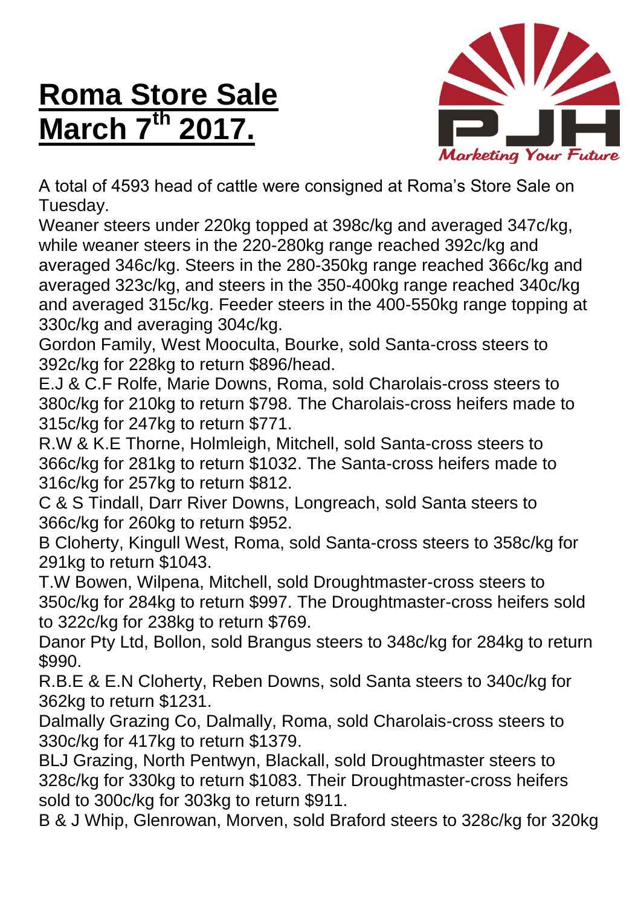# Roma Store Sale March 7th 2017.

A total of 4593 head of cattle were consigned at Roma's Store Sale on Tuesday.

Weaner steers under 220kg topped at 398c/kg and averaged 347c/kg, while weaner steers in the 220-280kg range reached 392c/kg and averaged 346c/kg. Steers in the 280-350kg range reached 366c/kg and averaged 323c/kg, and steers in the 350-400kg range reached 340c/kg and averaged 315c/kg. Feeder steers in the 400-550kg range topping at 330c/kg and averaging 304c/kg.

Gordon Family, West Mooculta, Bourke, sold Santa-cross steers to 392c/kg for 228kg to return $896/head.

E.J & C.F Rolfe, Marie Downs, Roma, sold Charolais-cross steers to 380c/kg for 210kg to return $798. The Charolais-cross heifers made to 315c/kg for 247kg to return $771.

R.W & K.E Thorne, Holmleigh, Mitchell, sold Santa-cross steers to 366c/kg for 281kg to return $1032. The Santa-cross heifers made to 316c/kg for 257kg to return $812.

C & S Tindall, Darr River Downs, Longreach, sold Santa steers to 366c/kg for 260kg to return $952.

B Cloherty, Kingull West, Roma, sold Santa-cross steers to 358c/kg for 291kg to return $1043.

T.W Bowen, Wilpena, Mitchell, sold Droughtmaster-cross steers to 350c/kg for 284kg to return $997. The Droughtmaster-cross heifers sold to 322c/kg for 238kg to return $769.

Danor Pty Ltd, Bollon, sold Brangus steers to 348c/kg for 284kg to return $990.

R.B.E & E.N Cloherty, Reben Downs, sold Santa steers to 340c/kg for 362kg to return $1231.

Dalmally Grazing Co, Dalmally, Roma, sold Charolais-cross steers to 330c/kg for 417kg to return $1379.

BLJ Grazing, North Pentwyn, Blackall, sold Droughtmaster steers to 328c/kg for 330kg to return $1083. Their Droughtmaster-cross heifers sold to 300c/kg for 303kg to return $911.

B & J Whip, Glenrowan, Morven, sold Braford steers to 328c/kg for 320kg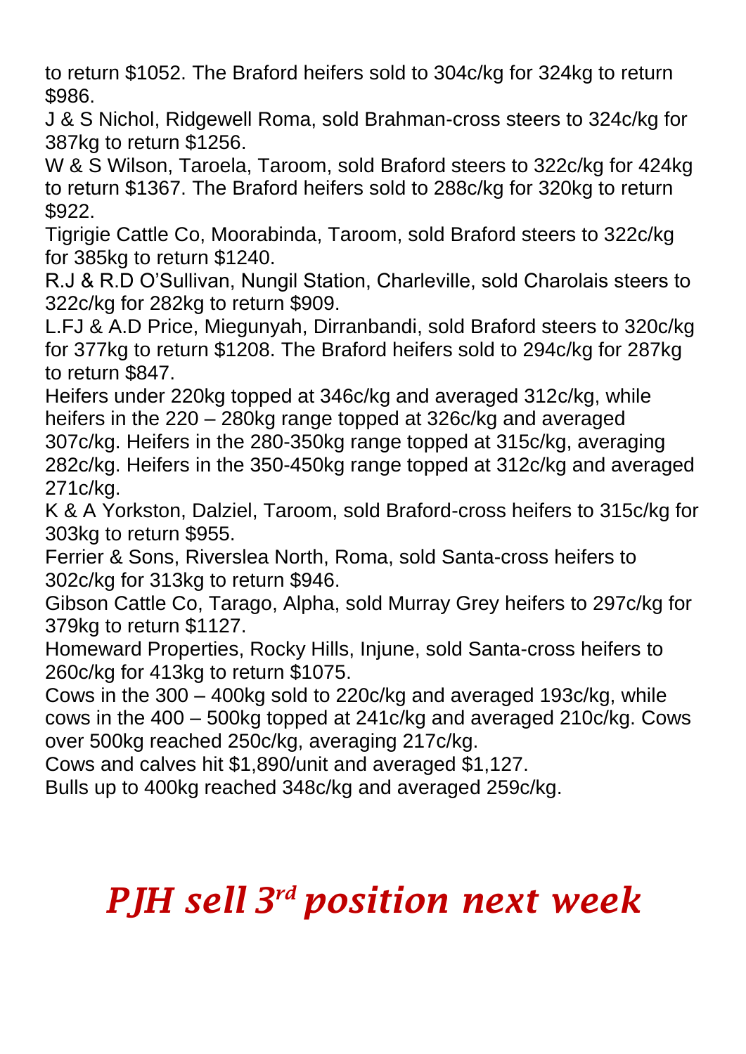to return $1052. The Braford heifers sold to 304c/kg for 324kg to return $986.

J & S Nichol, Ridgewell Roma, sold Brahman-cross steers to 324c/kg for 387kg to return $1256.

W & S Wilson, Taroela, Taroom, sold Braford steers to 322c/kg for 424kg to return $1367. The Braford heifers sold to 288c/kg for 320kg to return $922.

Tigrigie Cattle Co, Moorabinda, Taroom, sold Braford steers to 322c/kg for 385kg to return $1240.

R.J & R.D O'Sullivan, Nungil Station, Charleville, sold Charolais steers to 322c/kg for 282kg to return $909.

L.FJ & A.D Price, Miegunyah, Dirranbandi, sold Braford steers to 320c/kg for 377kg to return $1208. The Braford heifers sold to 294c/kg for 287kg to return $847.

Heifers under 220kg topped at 346c/kg and averaged 312c/kg, while heifers in the 220 – 280kg range topped at 326c/kg and averaged 307c/kg. Heifers in the 280-350kg range topped at 315c/kg, averaging 282c/kg. Heifers in the 350-450kg range topped at 312c/kg and averaged 271c/kg.

K & A Yorkston, Dalziel, Taroom, sold Braford-cross heifers to 315c/kg for 303kg to return $955.

Ferrier & Sons, Riverslea North, Roma, sold Santa-cross heifers to 302c/kg for 313kg to return $946.

Gibson Cattle Co, Tarago, Alpha, sold Murray Grey heifers to 297c/kg for 379kg to return $1127.

Homeward Properties, Rocky Hills, Injune, sold Santa-cross heifers to 260c/kg for 413kg to return $1075.

Cows in the 300 – 400kg sold to 220c/kg and averaged 193c/kg, while cows in the 400 – 500kg topped at 241c/kg and averaged 210c/kg. Cows over 500kg reached 250c/kg, averaging 217c/kg.

Cows and calves hit $1,890/unit and averaged $1,127.

Bulls up to 400kg reached 348c/kg and averaged 259c/kg.

# *PJH sell 3rd position next week*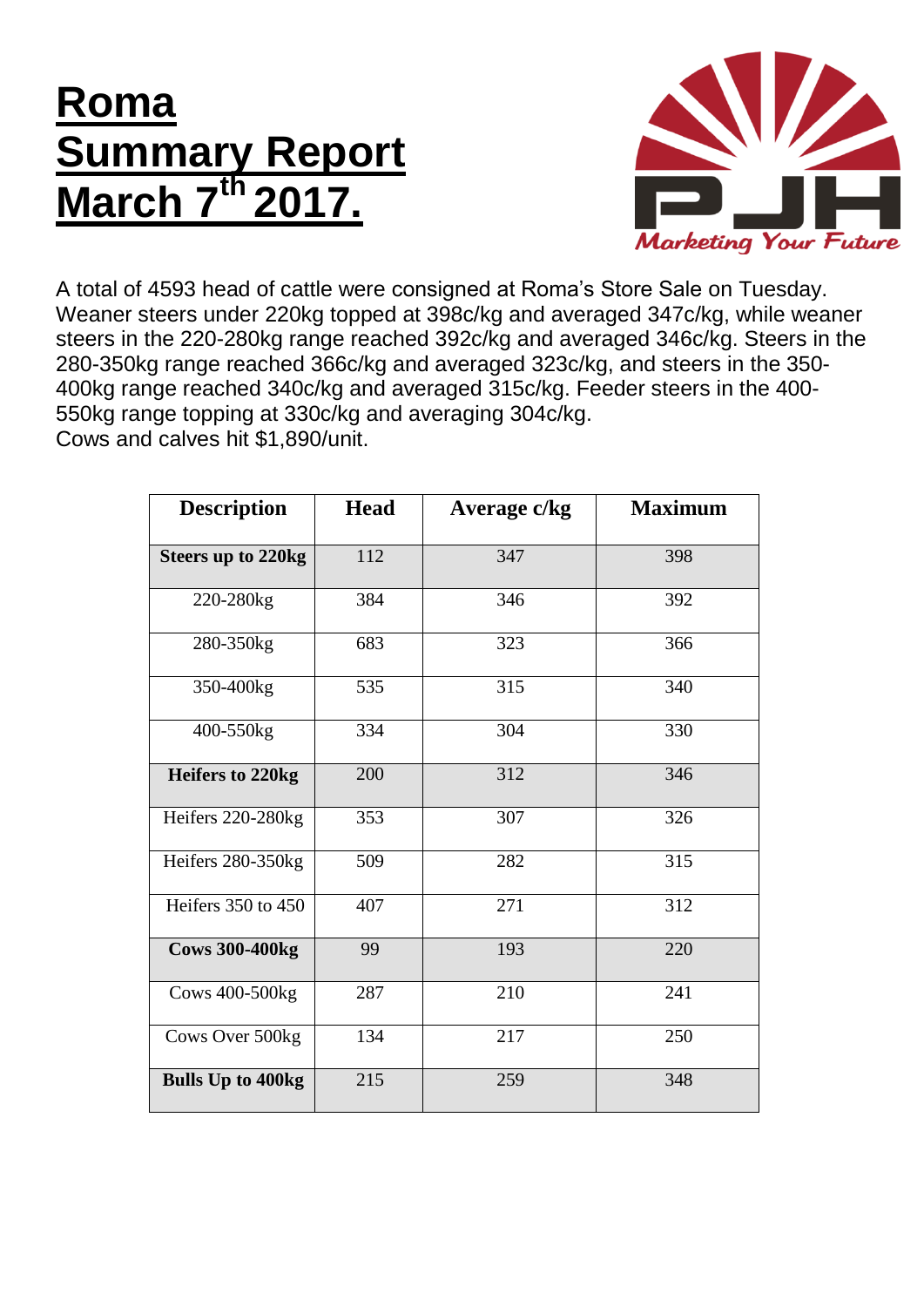# Roma Summary Report March 7th 2017.

Marketing Your Future

A total of 4593 head of cattle were consigned at Roma's Store Sale on Tuesday. Weaner steers under 220kg topped at 398c/kg and averaged 347c/kg, while weaner steers in the 220-280kg range reached 392c/kg and averaged 346c/kg. Steers in the 280-350kg range reached 366c/kg and averaged 323c/kg, and steers in the 350-400kg range reached 340c/kg and averaged 315c/kg. Feeder steers in the 400-550kg range topping at 330c/kg and averaging 304c/kg.
Cows and calves hit $1,890/unit.

| Description | Head | Average c/kg | Maximum |
|---|---|---|---|
| **Steers up to 220kg** | 112 | 347 | 398 |
| 220-280kg | 384 | 346 | 392 |
| 280-350kg | 683 | 323 | 366 |
| 350-400kg | 535 | 315 | 340 |
| 400-550kg | 334 | 304 | 330 |
| **Heifers to 220kg** | 200 | 312 | 346 |
| Heifers 220-280kg | 353 | 307 | 326 |
| Heifers 280-350kg | 509 | 282 | 315 |
| Heifers 350 to 450 | 407 | 271 | 312 |
| **Cows 300-400kg** | 99 | 193 | 220 |
| Cows 400-500kg | 287 | 210 | 241 |
| Cows Over 500kg | 134 | 217 | 250 |
| **Bulls Up to 400kg** | 215 | 259 | 348 |